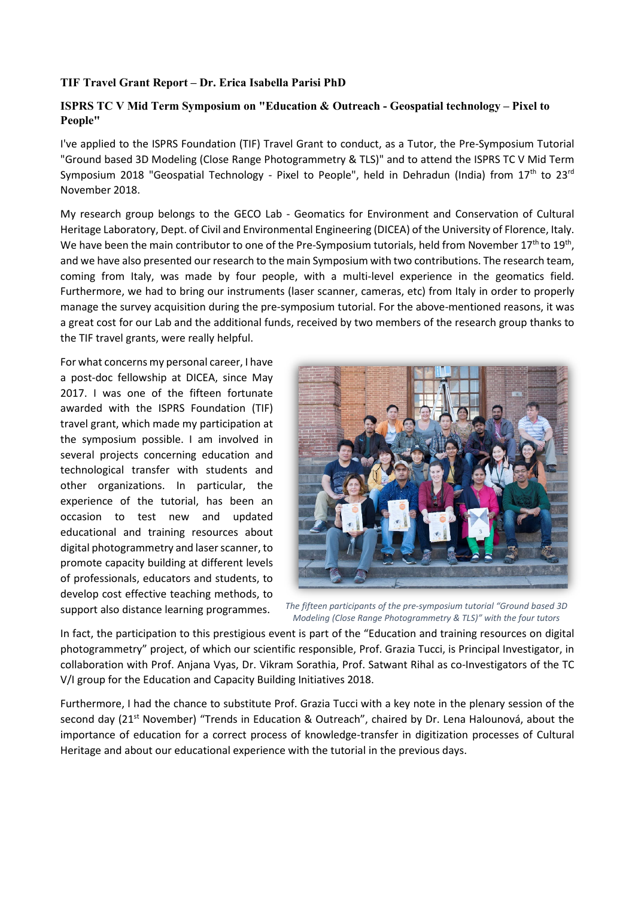**TIF Travel Grant Report – Dr. Erica Isabella Parisi PhD**

**ISPRS TC V Mid Term Symposium on "Education & Outreach - Geospatial technology – Pixel to People"**

I've applied to the ISPRS Foundation (TIF) Travel Grant to conduct, as a Tutor, the Pre-Symposium Tutorial "Ground based 3D Modeling (Close Range Photogrammetry & TLS)" and to attend the ISPRS TC V Mid Term Symposium 2018 "Geospatial Technology - Pixel to People", held in Dehradun (India) from 17th to 23rd November 2018.

My research group belongs to the GECO Lab - Geomatics for Environment and Conservation of Cultural Heritage Laboratory, Dept. of Civil and Environmental Engineering (DICEA) of the University of Florence, Italy. We have been the main contributor to one of the Pre-Symposium tutorials, held from November 17th to 19th, and we have also presented our research to the main Symposium with two contributions. The research team, coming from Italy, was made by four people, with a multi-level experience in the geomatics field. Furthermore, we had to bring our instruments (laser scanner, cameras, etc) from Italy in order to properly manage the survey acquisition during the pre-symposium tutorial. For the above-mentioned reasons, it was a great cost for our Lab and the additional funds, received by two members of the research group thanks to the TIF travel grants, were really helpful.

For what concerns my personal career, I have a post-doc fellowship at DICEA, since May 2017. I was one of the fifteen fortunate awarded with the ISPRS Foundation (TIF) travel grant, which made my participation at the symposium possible. I am involved in several projects concerning education and technological transfer with students and other organizations. In particular, the experience of the tutorial, has been an occasion to test new and updated educational and training resources about digital photogrammetry and laser scanner, to promote capacity building at different levels of professionals, educators and students, to develop cost effective teaching methods, to support also distance learning programmes.

*The fifteen participants of the pre-symposium tutorial "Ground based 3D Modeling (Close Range Photogrammetry & TLS)" with the four tutors*

In fact, the participation to this prestigious event is part of the "Education and training resources on digital photogrammetry" project, of which our scientific responsible, Prof. Grazia Tucci, is Principal Investigator, in collaboration with Prof. Anjana Vyas, Dr. Vikram Sorathia, Prof. Satwant Rihal as co-Investigators of the TC V/I group for the Education and Capacity Building Initiatives 2018.

Furthermore, I had the chance to substitute Prof. Grazia Tucci with a key note in the plenary session of the second day (21st November) "Trends in Education & Outreach", chaired by Dr. Lena Halounová, about the importance of education for a correct process of knowledge-transfer in digitization processes of Cultural Heritage and about our educational experience with the tutorial in the previous days.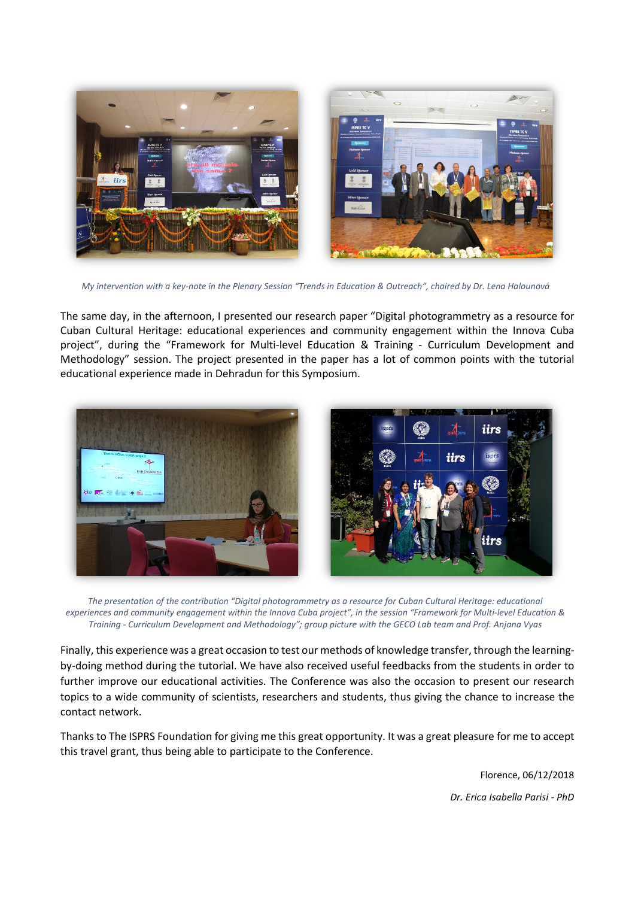*My intervention with a key-note in the Plenary Session "Trends in Education & Outreach", chaired by Dr. Lena Halounová*

The same day, in the afternoon, I presented our research paper "Digital photogrammetry as a resource for Cuban Cultural Heritage: educational experiences and community engagement within the Innova Cuba project", during the "Framework for Multi-level Education & Training - Curriculum Development and Methodology" session. The project presented in the paper has a lot of common points with the tutorial educational experience made in Dehradun for this Symposium.

*The presentation of the contribution "Digital photogrammetry as a resource for Cuban Cultural Heritage: educational experiences and community engagement within the Innova Cuba project", in the session "Framework for Multi-level Education & Training - Curriculum Development and Methodology"; group picture with the GECO Lab team and Prof. Anjana Vyas*

Finally, this experience was a great occasion to test our methods of knowledge transfer, through the learning-by-doing method during the tutorial. We have also received useful feedbacks from the students in order to further improve our educational activities. The Conference was also the occasion to present our research topics to a wide community of scientists, researchers and students, thus giving the chance to increase the contact network.

Thanks to The ISPRS Foundation for giving me this great opportunity. It was a great pleasure for me to accept this travel grant, thus being able to participate to the Conference.

Florence, 06/12/2018

*Dr. Erica Isabella Parisi - PhD*